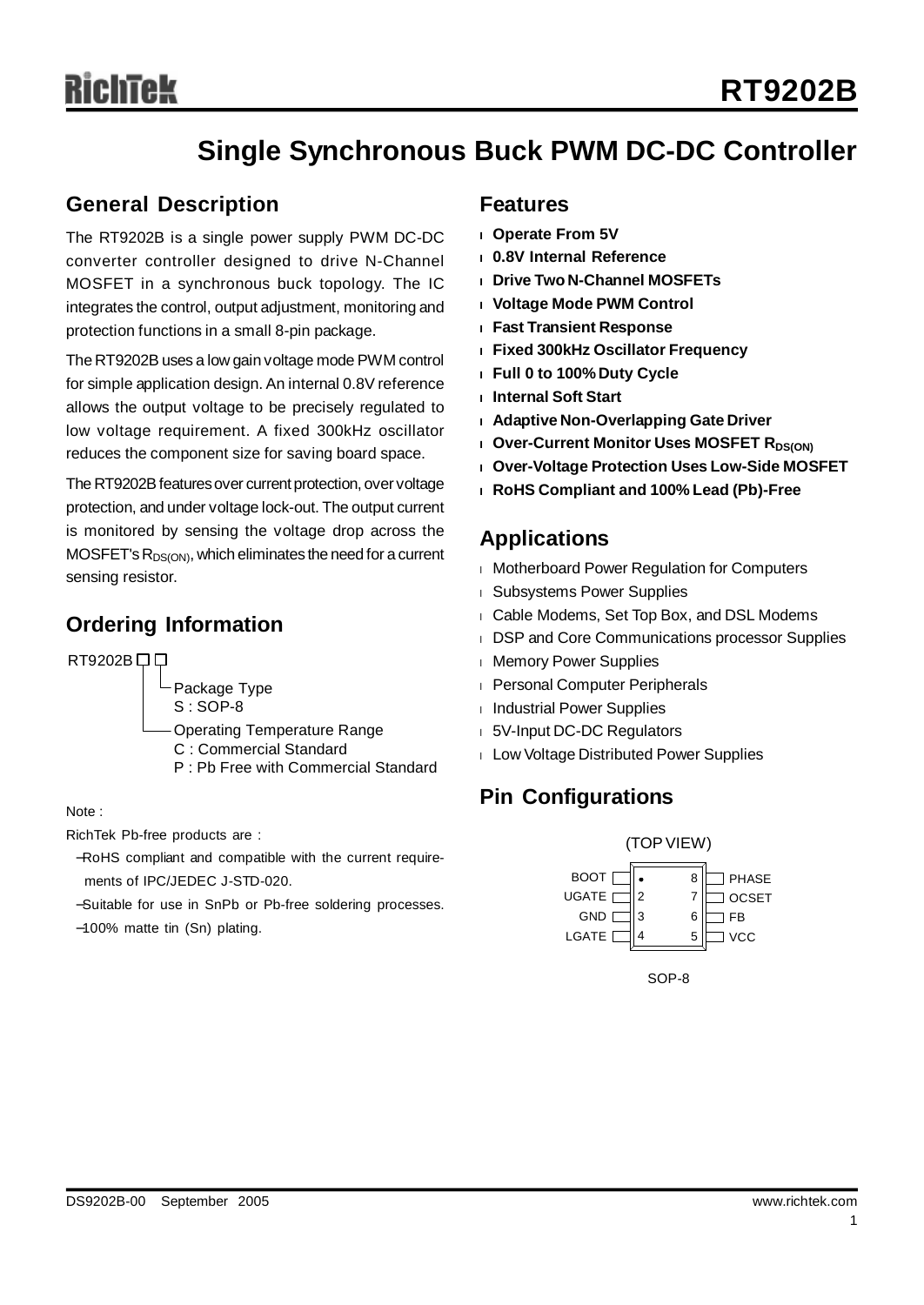# RT9202B

## Single Synchronous Buck PWM DC-DC Controller

## General Description

The RT9202B is a single power supply PWM DC-DC converter controller designed to drive N-Channel MOSFET in a synchronous buck topology. The IC integrates the control, output adjustment, monitoring and protection functions in a small 8-pin package.

The RT9202B uses a low gain voltage mode PWM control for simple application design. An internal 0.8V reference allows the output voltage to be precisely regulated to low voltage requirement. A fixed 300kHz oscillator reduces the component size for saving board space.

The RT9202B features over current protection, over voltage protection, and under voltage lock-out. The output current is monitored by sensing the voltage drop across the MOSFET's $R_{DS(ON)}$, which eliminates the need for a current sensing resistor.

## Ordering Information

RT9202B □□
- Package Type
  - S : SOP-8
- Operating Temperature Range
  - C : Commercial Standard
  - P : Pb Free with Commercial Standard

Note :

RichTek Pb-free products are :

- RoHS compliant and compatible with the current requirements of IPC/JEDEC J-STD-020.
- Suitable for use in SnPb or Pb-free soldering processes.
- 100% matte tin (Sn) plating.

## Features

- **Operate From 5V**
- **0.8V Internal Reference**
- **Drive Two N-Channel MOSFETs**
- **Voltage Mode PWM Control**
- **Fast Transient Response**
- **Fixed 300kHz Oscillator Frequency**
- **Full 0 to 100% Duty Cycle**
- **Internal Soft Start**
- **Adaptive Non-Overlapping Gate Driver**
- **Over-Current Monitor Uses MOSFET $R_{DS(ON)}$**
- **Over-Voltage Protection Uses Low-Side MOSFET**
- **RoHS Compliant and 100% Lead (Pb)-Free**

## Applications

- Motherboard Power Regulation for Computers
- Subsystems Power Supplies
- Cable Modems, Set Top Box, and DSL Modems
- DSP and Core Communications processor Supplies
- Memory Power Supplies
- Personal Computer Peripherals
- Industrial Power Supplies
- 5V-Input DC-DC Regulators
- Low Voltage Distributed Power Supplies

## Pin Configurations

(TOP VIEW)

| Pin | Name | Pin | Name |
|---|---|---|---|
| 1 | BOOT | 8 | PHASE |
| 2 | UGATE | 7 | OCSET |
| 3 | GND | 6 | FB |
| 4 | LGATE | 5 | VCC |

SOP-8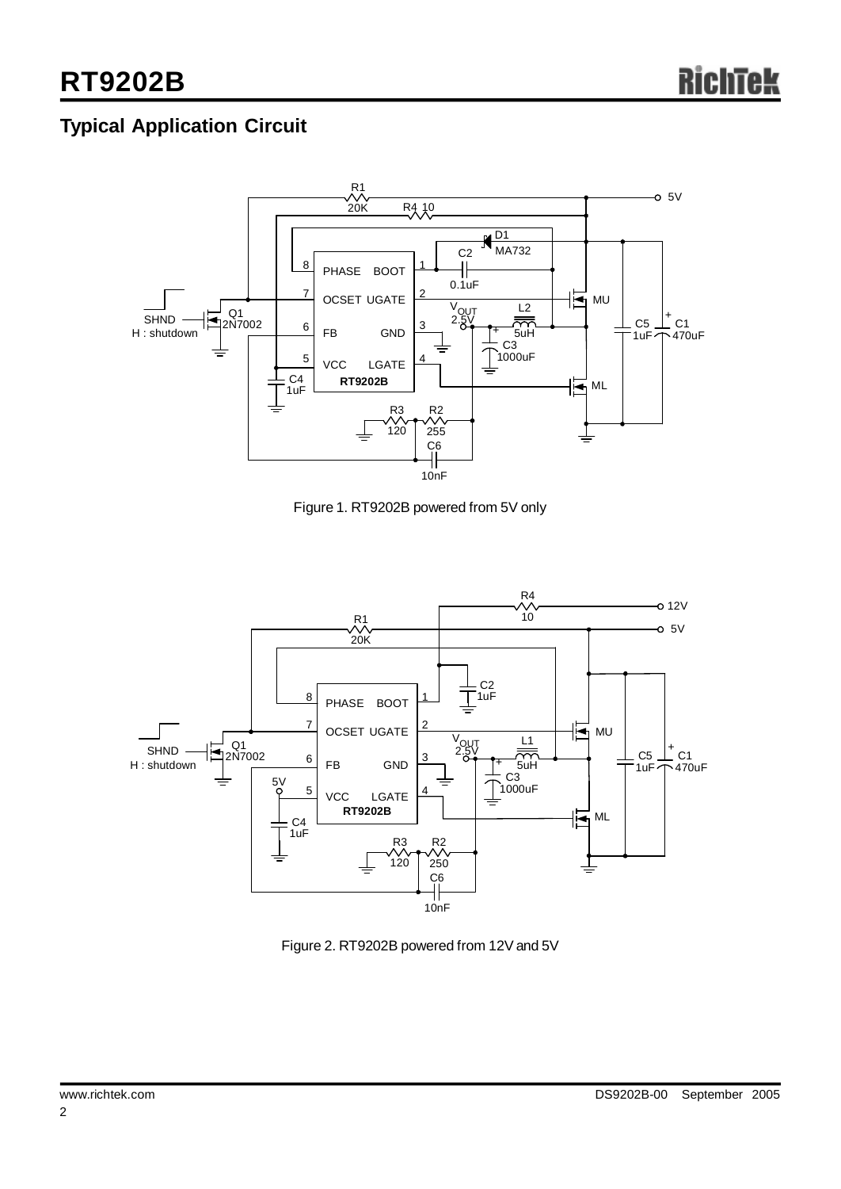## Typical Application Circuit

Figure 1. RT9202B powered from 5V only

Figure 2. RT9202B powered from 12V and 5V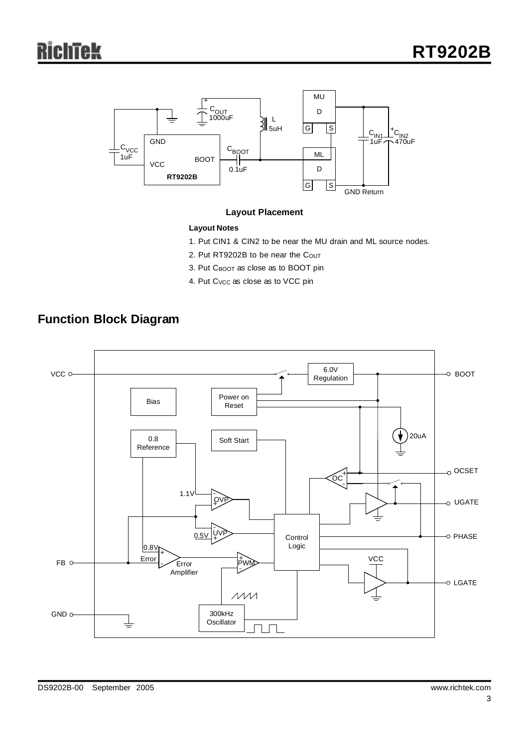**Layout Placement**

**Layout Notes**

1. Put CIN1 & CIN2 to be near the MU drain and ML source nodes.
2. Put RT9202B to be near the $C_{OUT}$
3. Put $C_{BOOT}$ as close as to BOOT pin
4. Put $C_{VCC}$ as close as to VCC pin

## Function Block Diagram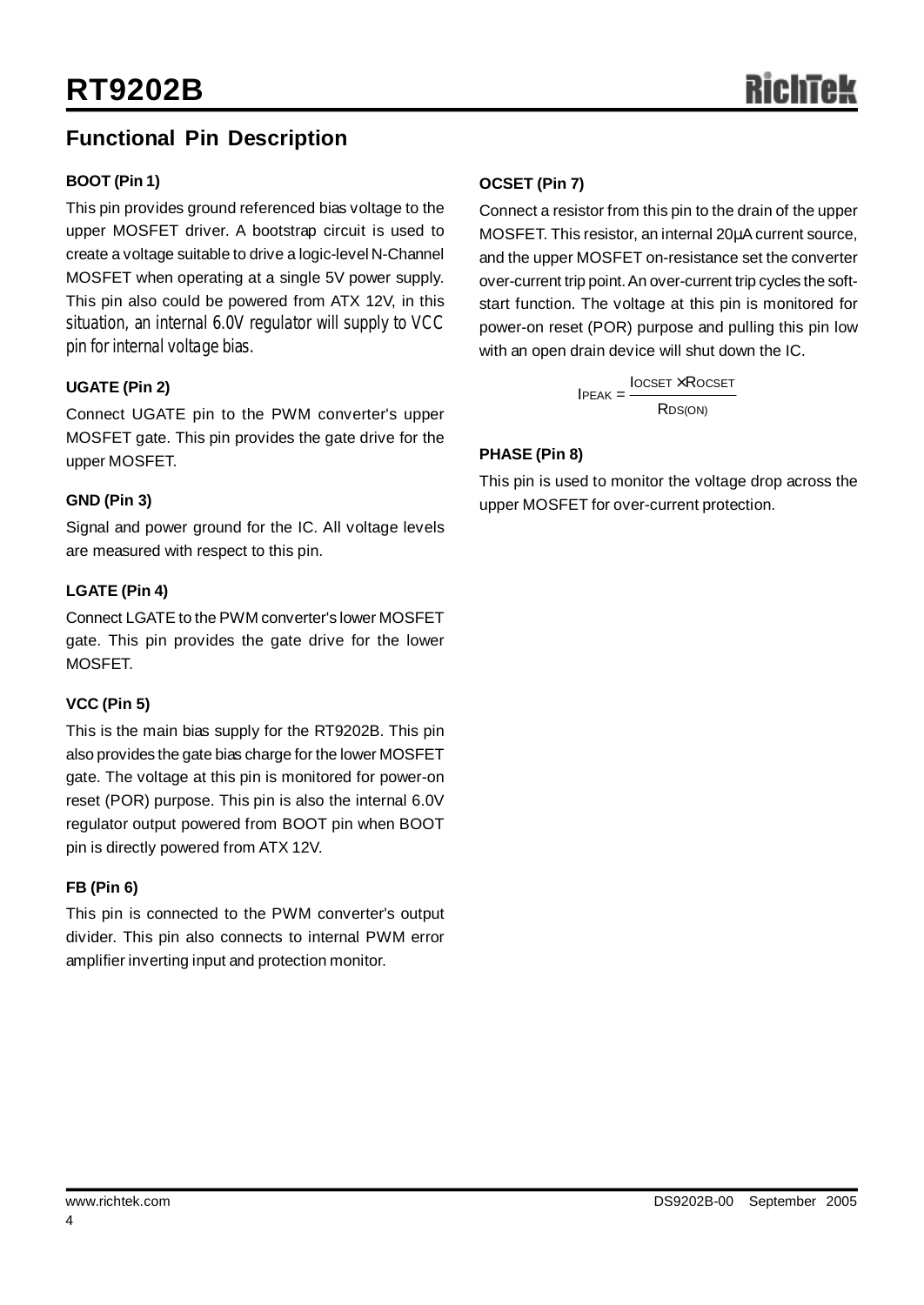## Functional Pin Description

**BOOT (Pin 1)**

This pin provides ground referenced bias voltage to the upper MOSFET driver. A bootstrap circuit is used to create a voltage suitable to drive a logic-level N-Channel MOSFET when operating at a single 5V power supply. This pin also could be powered from ATX 12V, in this situation, an internal 6.0V regulator will supply to VCC pin for internal voltage bias.

**UGATE (Pin 2)**

Connect UGATE pin to the PWM converter's upper MOSFET gate. This pin provides the gate drive for the upper MOSFET.

**GND (Pin 3)**

Signal and power ground for the IC. All voltage levels are measured with respect to this pin.

**LGATE (Pin 4)**

Connect LGATE to the PWM converter's lower MOSFET gate. This pin provides the gate drive for the lower MOSFET.

**VCC (Pin 5)**

This is the main bias supply for the RT9202B. This pin also provides the gate bias charge for the lower MOSFET gate. The voltage at this pin is monitored for power-on reset (POR) purpose. This pin is also the internal 6.0V regulator output powered from BOOT pin when BOOT pin is directly powered from ATX 12V.

**FB (Pin 6)**

This pin is connected to the PWM converter's output divider. This pin also connects to internal PWM error amplifier inverting input and protection monitor.

**OCSET (Pin 7)**

Connect a resistor from this pin to the drain of the upper MOSFET. This resistor, an internal 20μA current source, and the upper MOSFET on-resistance set the converter over-current trip point. An over-current trip cycles the soft-start function. The voltage at this pin is monitored for power-on reset (POR) purpose and pulling this pin low with an open drain device will shut down the IC.

$$I_{PEAK} = \frac{I_{OCSET} \times R_{OCSET}}{R_{DS(ON)}}$$

**PHASE (Pin 8)**

This pin is used to monitor the voltage drop across the upper MOSFET for over-current protection.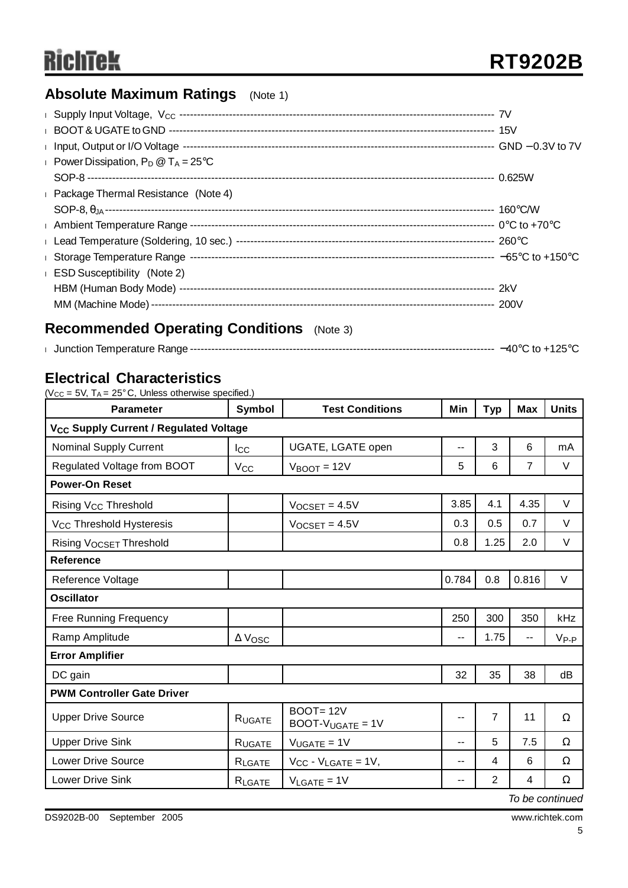## Absolute Maximum Ratings (Note 1)

- Supply Input Voltage, $V_{CC}$ ---------- 7V
- BOOT & UGATE to GND ---------- 15V
- Input, Output or I/O Voltage ---------- GND −0.3V to 7V
- Power Dissipation, $P_D$ @ $T_A$ = 25°C
  SOP-8 ---------- 0.625W
- Package Thermal Resistance (Note 4)
  SOP-8, $\theta_{JA}$ ---------- 160°C/W
- Ambient Temperature Range ---------- 0°C to +70°C
- Lead Temperature (Soldering, 10 sec.) ---------- 260°C
- Storage Temperature Range ---------- −65°C to +150°C
- ESD Susceptibility (Note 2)
  HBM (Human Body Mode) ---------- 2kV
  MM (Machine Mode) ---------- 200V

## Recommended Operating Conditions (Note 3)

- Junction Temperature Range ---------- −40°C to +125°C

## Electrical Characteristics

($V_{CC}$ = 5V, $T_A$ = 25°C, Unless otherwise specified.)

| Parameter | Symbol | Test Conditions | Min | Typ | Max | Units |
|---|---|---|---|---|---|---|
| **$V_{CC}$ Supply Current / Regulated Voltage** | | | | | | |
| Nominal Supply Current | $I_{CC}$ | UGATE, LGATE open | -- | 3 | 6 | mA |
| Regulated Voltage from BOOT | $V_{CC}$ | $V_{BOOT}$ = 12V | 5 | 6 | 7 | V |
| **Power-On Reset** | | | | | | |
| Rising $V_{CC}$ Threshold | | $V_{OCSET}$ = 4.5V | 3.85 | 4.1 | 4.35 | V |
| $V_{CC}$ Threshold Hysteresis | | $V_{OCSET}$ = 4.5V | 0.3 | 0.5 | 0.7 | V |
| Rising $V_{OCSET}$ Threshold | | | 0.8 | 1.25 | 2.0 | V |
| **Reference** | | | | | | |
| Reference Voltage | | | 0.784 | 0.8 | 0.816 | V |
| **Oscillator** | | | | | | |
| Free Running Frequency | | | 250 | 300 | 350 | kHz |
| Ramp Amplitude | $\Delta V_{OSC}$ | | -- | 1.75 | -- | $V_{P-P}$ |
| **Error Amplifier** | | | | | | |
| DC gain | | | 32 | 35 | 38 | dB |
| **PWM Controller Gate Driver** | | | | | | |
| Upper Drive Source | $R_{UGATE}$ | BOOT= 12V BOOT-$V_{UGATE}$ = 1V | -- | 7 | 11 | Ω |
| Upper Drive Sink | $R_{UGATE}$ | $V_{UGATE}$ = 1V | -- | 5 | 7.5 | Ω |
| Lower Drive Source | $R_{LGATE}$ | $V_{CC}$ - $V_{LGATE}$ = 1V, | -- | 4 | 6 | Ω |
| Lower Drive Sink | $R_{LGATE}$ | $V_{LGATE}$ = 1V | -- | 2 | 4 | Ω |

*To be continued*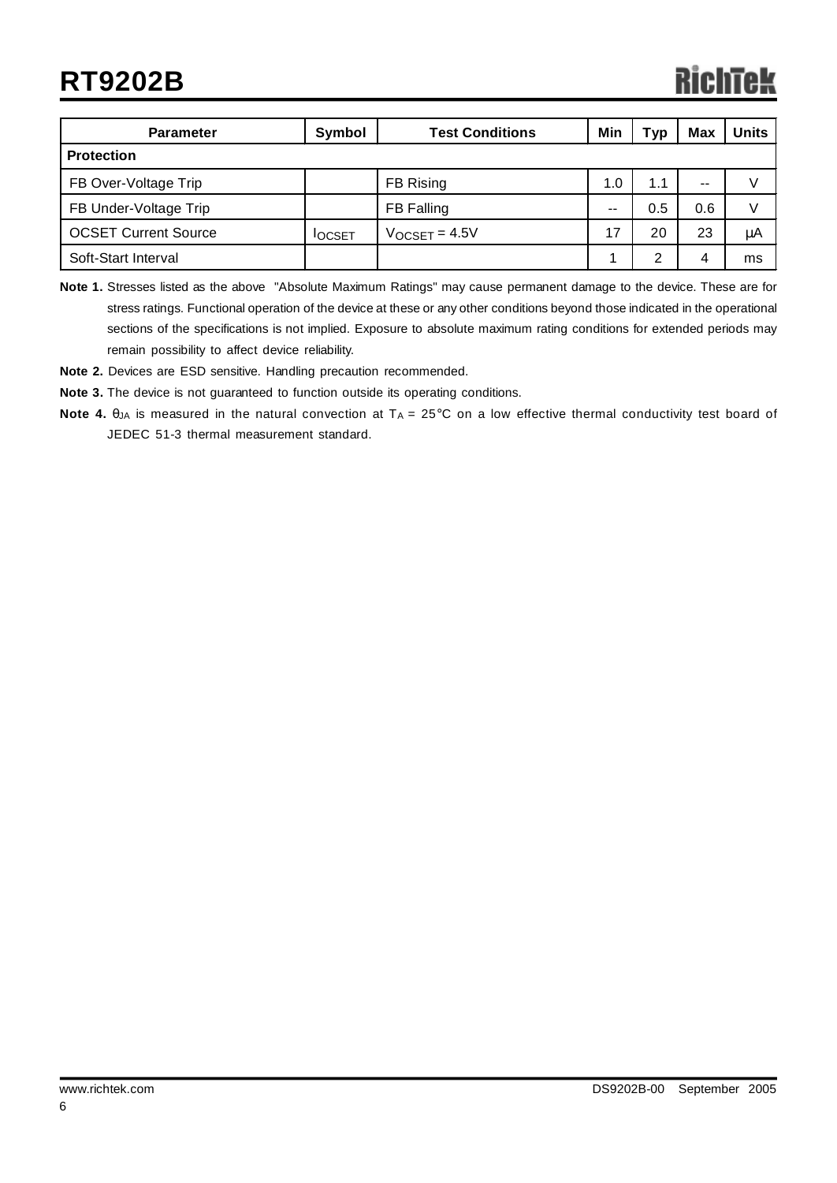| Parameter | Symbol | Test Conditions | Min | Typ | Max | Units |
|---|---|---|---|---|---|---|
| **Protection** | | | | | | |
| FB Over-Voltage Trip | | FB Rising | 1.0 | 1.1 | -- | V |
| FB Under-Voltage Trip | | FB Falling | -- | 0.5 | 0.6 | V |
| OCSET Current Source | $I_{OCSET}$ | $V_{OCSET}$ = 4.5V | 17 | 20 | 23 | μA |
| Soft-Start Interval | | | 1 | 2 | 4 | ms |

**Note 1.** Stresses listed as the above "Absolute Maximum Ratings" may cause permanent damage to the device. These are for stress ratings. Functional operation of the device at these or any other conditions beyond those indicated in the operational sections of the specifications is not implied. Exposure to absolute maximum rating conditions for extended periods may remain possibility to affect device reliability.

**Note 2.** Devices are ESD sensitive. Handling precaution recommended.

**Note 3.** The device is not guaranteed to function outside its operating conditions.

**Note 4.** $\theta_{JA}$ is measured in the natural convection at $T_A$ = 25°C on a low effective thermal conductivity test board of JEDEC 51-3 thermal measurement standard.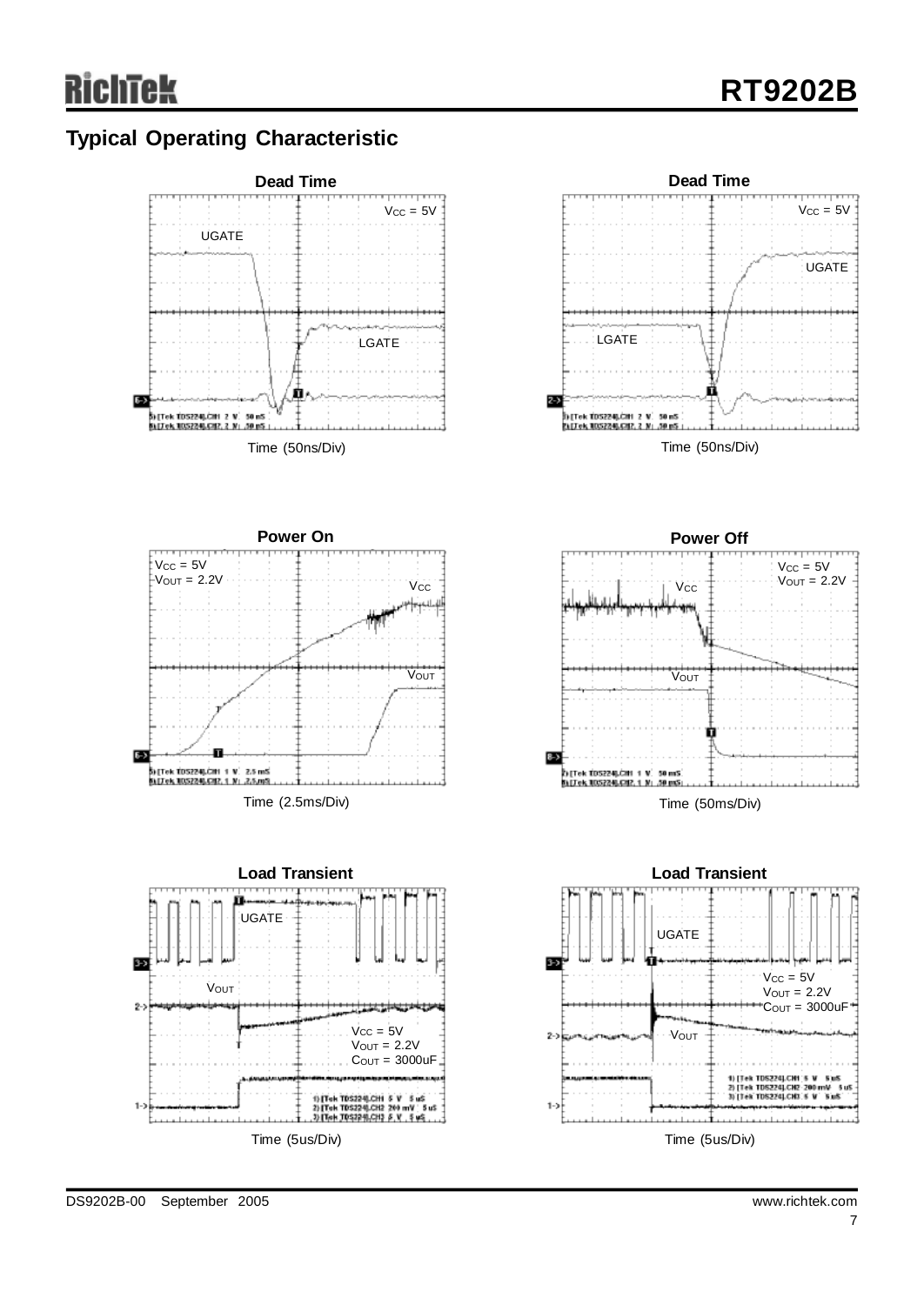## Typical Operating Characteristic

**Dead Time**

$V_{CC}$ = 5V

UGATE

LGATE

Time (50ns/Div)

**Dead Time**

$V_{CC}$ = 5V

UGATE

LGATE

Time (50ns/Div)

**Power On**

$V_{CC}$ = 5V
$V_{OUT}$ = 2.2V

$V_{CC}$

$V_{OUT}$

Time (2.5ms/Div)

**Power Off**

$V_{CC}$ = 5V
$V_{OUT}$ = 2.2V

$V_{CC}$

$V_{OUT}$

Time (50ms/Div)

**Load Transient**

UGATE

$V_{OUT}$

$V_{CC}$ = 5V
$V_{OUT}$ = 2.2V
$C_{OUT}$ = 3000uF

Time (5us/Div)

**Load Transient**

UGATE

$V_{CC}$ = 5V
$V_{OUT}$ = 2.2V
$C_{OUT}$ = 3000uF

$V_{OUT}$

Time (5us/Div)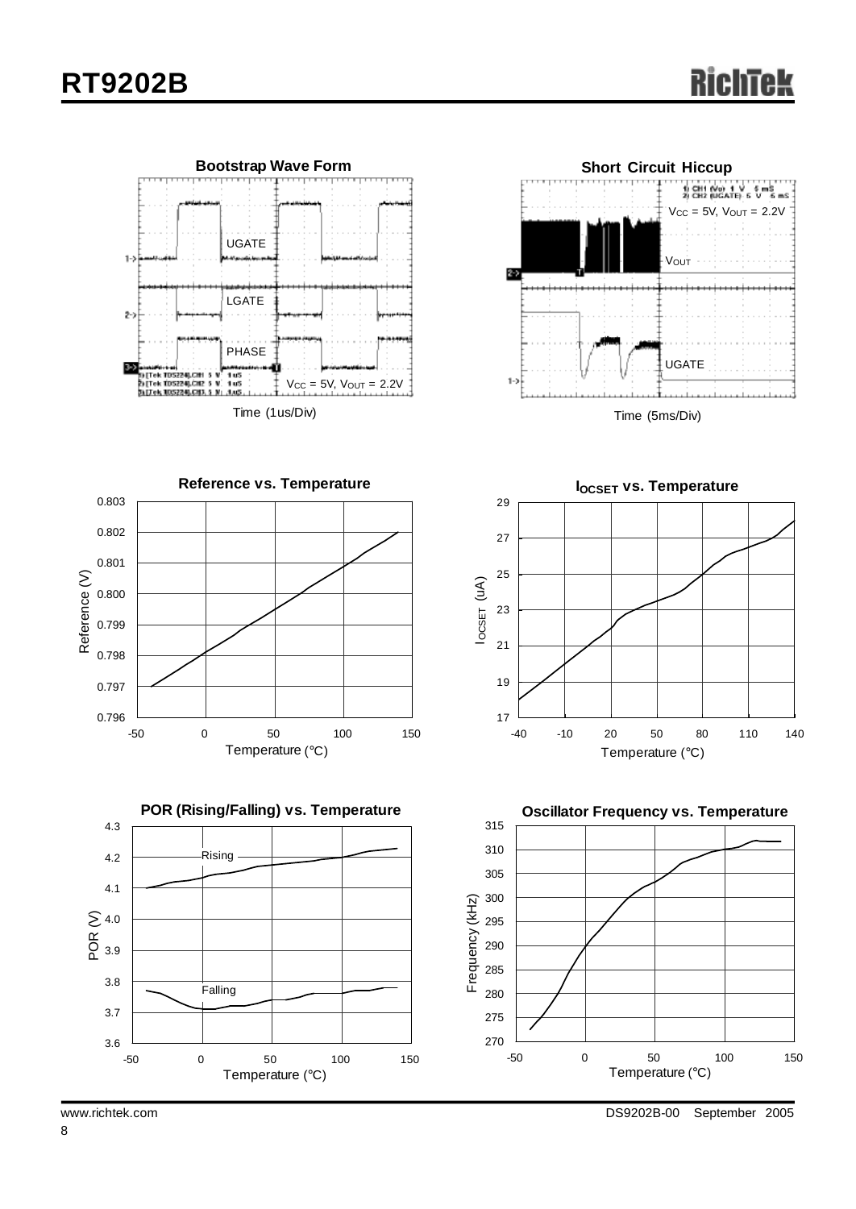**Bootstrap Wave Form**

UGATE

LGATE

PHASE

$V_{CC}$ = 5V, $V_{OUT}$ = 2.2V

Time (1us/Div)

**Short Circuit Hiccup**

$V_{CC}$ = 5V, $V_{OUT}$ = 2.2V

$V_{OUT}$

UGATE

Time (5ms/Div)

**Reference vs. Temperature**

Reference (V)

Temperature (°C)

**$I_{OCSET}$ vs. Temperature**

$I_{OCSET}$ (uA)

Temperature (°C)

**POR (Rising/Falling) vs. Temperature**

Rising

Falling

POR (V)

Temperature (°C)

**Oscillator Frequency vs. Temperature**

Frequency (kHz)

Temperature (°C)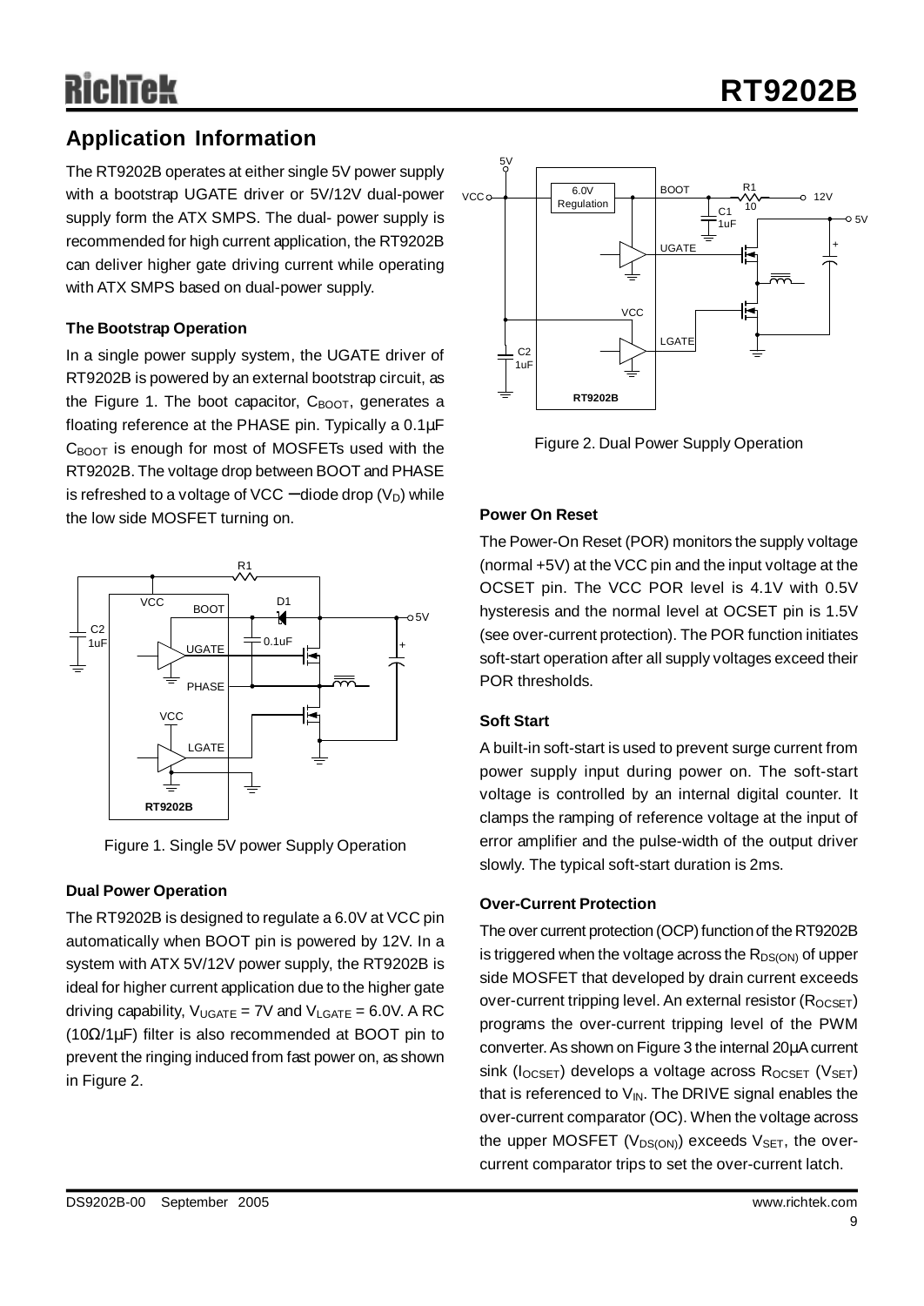## Application Information

The RT9202B operates at either single 5V power supply with a bootstrap UGATE driver or 5V/12V dual-power supply form the ATX SMPS. The dual- power supply is recommended for high current application, the RT9202B can deliver higher gate driving current while operating with ATX SMPS based on dual-power supply.

**The Bootstrap Operation**

In a single power supply system, the UGATE driver of RT9202B is powered by an external bootstrap circuit, as the Figure 1. The boot capacitor, $C_{BOOT}$, generates a floating reference at the PHASE pin. Typically a 0.1μF $C_{BOOT}$ is enough for most of MOSFETs used with the RT9202B. The voltage drop between BOOT and PHASE is refreshed to a voltage of VCC − diode drop ($V_D$) while the low side MOSFET turning on.

Figure 1. Single 5V power Supply Operation

**Dual Power Operation**

The RT9202B is designed to regulate a 6.0V at VCC pin automatically when BOOT pin is powered by 12V. In a system with ATX 5V/12V power supply, the RT9202B is ideal for higher current application due to the higher gate driving capability, $V_{UGATE}$ = 7V and $V_{LGATE}$ = 6.0V. A RC (10Ω/1μF) filter is also recommended at BOOT pin to prevent the ringing induced from fast power on, as shown in Figure 2.

Figure 2. Dual Power Supply Operation

**Power On Reset**

The Power-On Reset (POR) monitors the supply voltage (normal +5V) at the VCC pin and the input voltage at the OCSET pin. The VCC POR level is 4.1V with 0.5V hysteresis and the normal level at OCSET pin is 1.5V (see over-current protection). The POR function initiates soft-start operation after all supply voltages exceed their POR thresholds.

**Soft Start**

A built-in soft-start is used to prevent surge current from power supply input during power on. The soft-start voltage is controlled by an internal digital counter. It clamps the ramping of reference voltage at the input of error amplifier and the pulse-width of the output driver slowly. The typical soft-start duration is 2ms.

**Over-Current Protection**

The over current protection (OCP) function of the RT9202B is triggered when the voltage across the $R_{DS(ON)}$ of upper side MOSFET that developed by drain current exceeds over-current tripping level. An external resistor ($R_{OCSET}$) programs the over-current tripping level of the PWM converter. As shown on Figure 3 the internal 20μA current sink ($I_{OCSET}$) develops a voltage across $R_{OCSET}$ ($V_{SET}$) that is referenced to $V_{IN}$. The DRIVE signal enables the over-current comparator (OC). When the voltage across the upper MOSFET ($V_{DS(ON)}$) exceeds $V_{SET}$, the over-current comparator trips to set the over-current latch.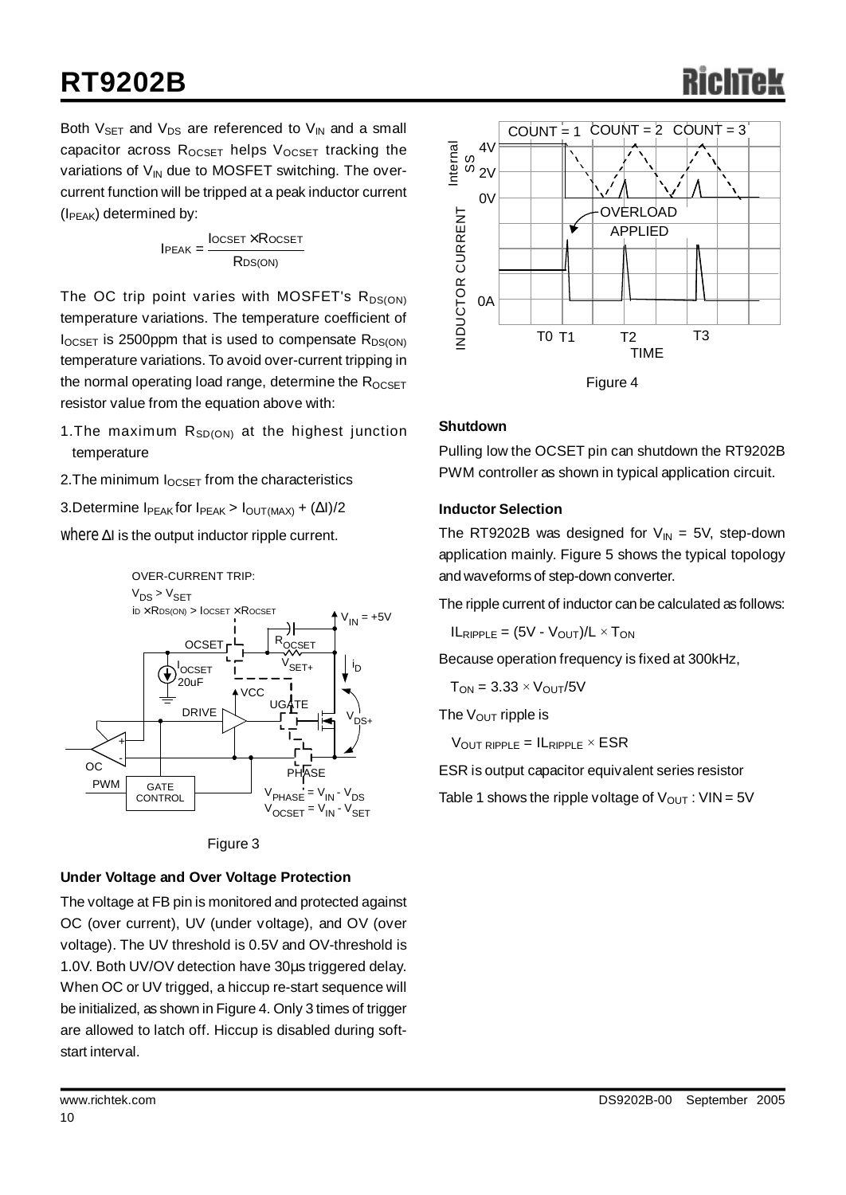Both $V_{SET}$ and $V_{DS}$ are referenced to $V_{IN}$ and a small capacitor across $R_{OCSET}$ helps $V_{OCSET}$ tracking the variations of $V_{IN}$ due to MOSFET switching. The over-current function will be tripped at a peak inductor current ($I_{PEAK}$) determined by:

$$I_{PEAK} = \frac{I_{OCSET} \times R_{OCSET}}{R_{DS(ON)}}$$

The OC trip point varies with MOSFET's $R_{DS(ON)}$ temperature variations. The temperature coefficient of $I_{OCSET}$ is 2500ppm that is used to compensate $R_{DS(ON)}$ temperature variations. To avoid over-current tripping in the normal operating load range, determine the $R_{OCSET}$ resistor value from the equation above with:

1. The maximum $R_{SD(ON)}$ at the highest junction temperature
2. The minimum $I_{OCSET}$ from the characteristics
3. Determine $I_{PEAK}$ for $I_{PEAK} > I_{OUT(MAX)} + (\Delta I)/2$

where ΔI is the output inductor ripple current.

Figure 3

### Under Voltage and Over Voltage Protection

The voltage at FB pin is monitored and protected against OC (over current), UV (under voltage), and OV (over voltage). The UV threshold is 0.5V and OV-threshold is 1.0V. Both UV/OV detection have 30μs triggered delay. When OC or UV trigged, a hiccup re-start sequence will be initialized, as shown in Figure 4. Only 3 times of trigger are allowed to latch off. Hiccup is disabled during soft-start interval.

Figure 4

### Shutdown

Pulling low the OCSET pin can shutdown the RT9202B PWM controller as shown in typical application circuit.

### Inductor Selection

The RT9202B was designed for $V_{IN}$ = 5V, step-down application mainly. Figure 5 shows the typical topology and waveforms of step-down converter.

The ripple current of inductor can be calculated as follows:

$IL_{RIPPLE} = (5V - V_{OUT})/L \times T_{ON}$

Because operation frequency is fixed at 300kHz,

$T_{ON} = 3.33 \times V_{OUT}/5V$

The $V_{OUT}$ ripple is

$V_{OUT\ RIPPLE} = IL_{RIPPLE} \times ESR$

ESR is output capacitor equivalent series resistor

Table 1 shows the ripple voltage of $V_{OUT}$ : VIN = 5V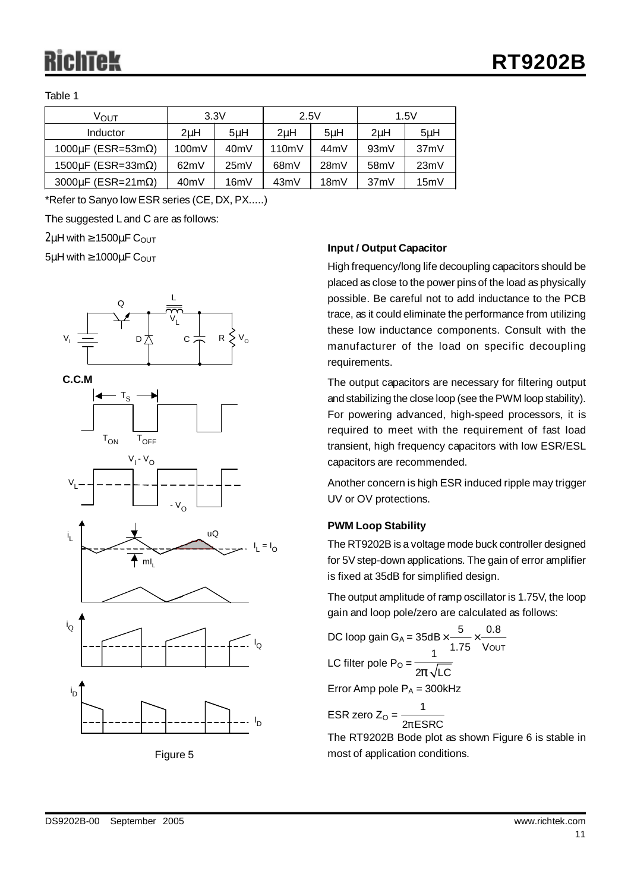Table 1

| $V_{OUT}$ | 3.3V | | 2.5V | | 1.5V | |
|---|---|---|---|---|---|---|
| Inductor | 2μH | 5μH | 2μH | 5μH | 2μH | 5μH |
| 1000μF (ESR=53mΩ) | 100mV | 40mV | 110mV | 44mV | 93mV | 37mV |
| 1500μF (ESR=33mΩ) | 62mV | 25mV | 68mV | 28mV | 58mV | 23mV |
| 3000μF (ESR=21mΩ) | 40mV | 16mV | 43mV | 18mV | 37mV | 15mV |

*Refer to Sanyo low ESR series (CE, DX, PX.....)

The suggested L and C are as follows:

2μH with ≥ 1500μF $C_{OUT}$

5μH with ≥ 1000μF $C_{OUT}$

Figure 5

### Input / Output Capacitor

High frequency/long life decoupling capacitors should be placed as close to the power pins of the load as physically possible. Be careful not to add inductance to the PCB trace, as it could eliminate the performance from utilizing these low inductance components. Consult with the manufacturer of the load on specific decoupling requirements.

The output capacitors are necessary for filtering output and stabilizing the close loop (see the PWM loop stability). For powering advanced, high-speed processors, it is required to meet with the requirement of fast load transient, high frequency capacitors with low ESR/ESL capacitors are recommended.

Another concern is high ESR induced ripple may trigger UV or OV protections.

### PWM Loop Stability

The RT9202B is a voltage mode buck controller designed for 5V step-down applications. The gain of error amplifier is fixed at 35dB for simplified design.

The output amplitude of ramp oscillator is 1.75V, the loop gain and loop pole/zero are calculated as follows:

DC loop gain $G_A = 35\text{dB} \times \frac{5}{1.75} \times \frac{0.8}{V_{OUT}}$

LC filter pole $P_O = \frac{1}{2\pi\sqrt{LC}}$

Error Amp pole $P_A$ = 300kHz

ESR zero $Z_O = \frac{1}{2\pi ESRC}$

The RT9202B Bode plot as shown Figure 6 is stable in most of application conditions.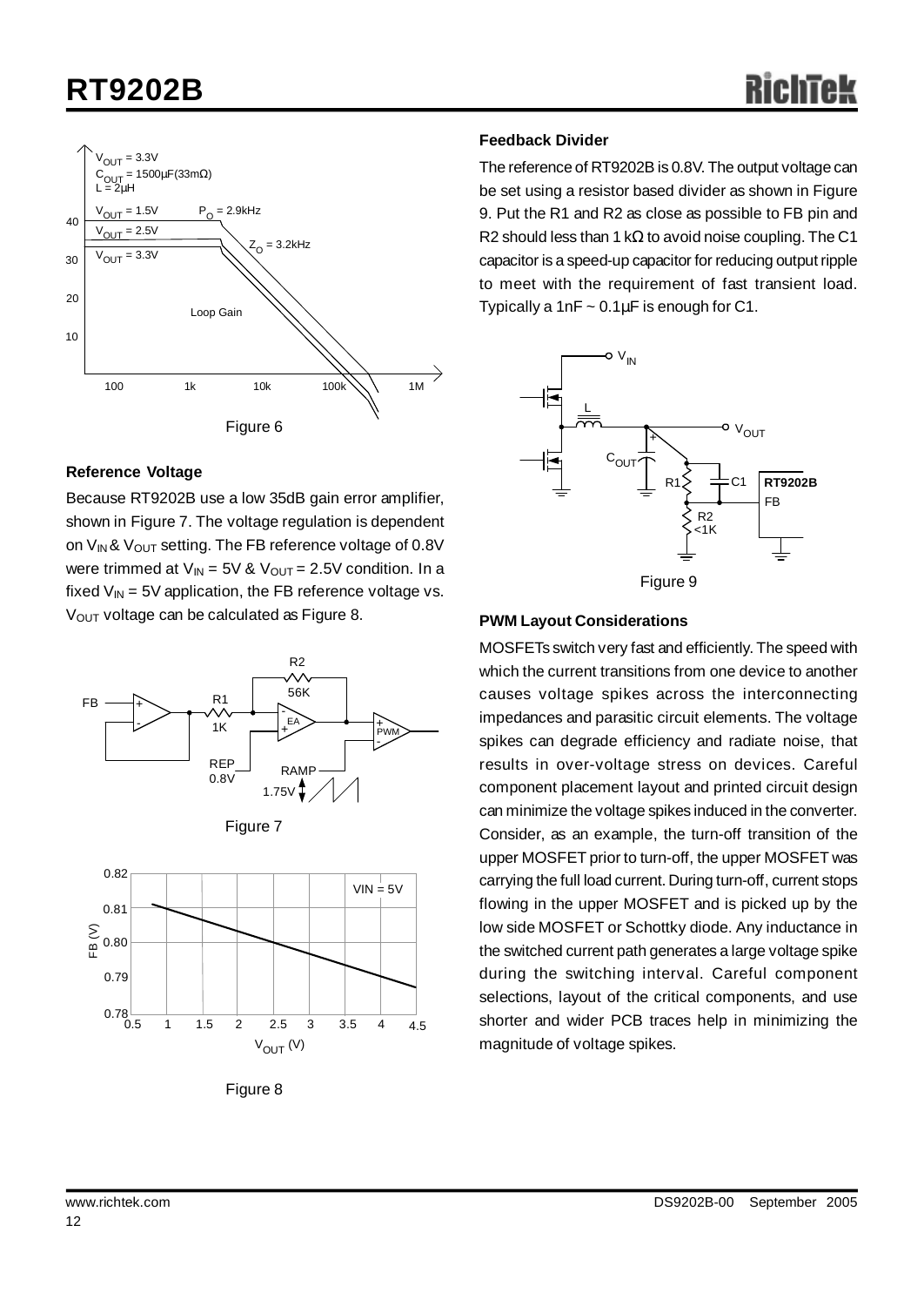Figure 6

### Reference Voltage

Because RT9202B use a low 35dB gain error amplifier, shown in Figure 7. The voltage regulation is dependent on $V_{IN}$ & $V_{OUT}$ setting. The FB reference voltage of 0.8V were trimmed at $V_{IN}$ = 5V & $V_{OUT}$ = 2.5V condition. In a fixed $V_{IN}$ = 5V application, the FB reference voltage vs. $V_{OUT}$ voltage can be calculated as Figure 8.

Figure 7

Figure 8

### Feedback Divider

The reference of RT9202B is 0.8V. The output voltage can be set using a resistor based divider as shown in Figure 9. Put the R1 and R2 as close as possible to FB pin and R2 should less than 1 kΩ to avoid noise coupling. The C1 capacitor is a speed-up capacitor for reducing output ripple to meet with the requirement of fast transient load. Typically a 1nF ~ 0.1μF is enough for C1.

Figure 9

### PWM Layout Considerations

MOSFETs switch very fast and efficiently. The speed with which the current transitions from one device to another causes voltage spikes across the interconnecting impedances and parasitic circuit elements. The voltage spikes can degrade efficiency and radiate noise, that results in over-voltage stress on devices. Careful component placement layout and printed circuit design can minimize the voltage spikes induced in the converter. Consider, as an example, the turn-off transition of the upper MOSFET prior to turn-off, the upper MOSFET was carrying the full load current. During turn-off, current stops flowing in the upper MOSFET and is picked up by the low side MOSFET or Schottky diode. Any inductance in the switched current path generates a large voltage spike during the switching interval. Careful component selections, layout of the critical components, and use shorter and wider PCB traces help in minimizing the magnitude of voltage spikes.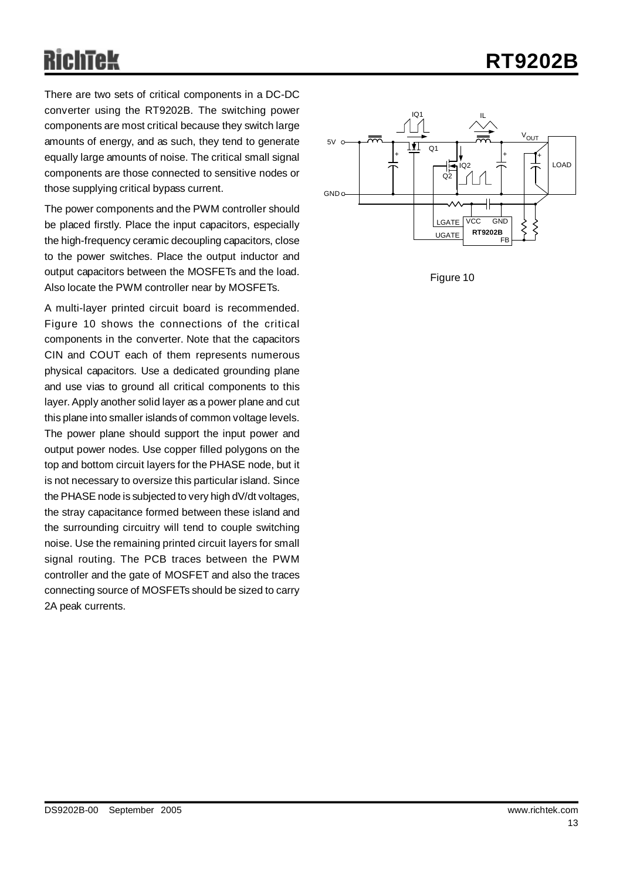There are two sets of critical components in a DC-DC converter using the RT9202B. The switching power components are most critical because they switch large amounts of energy, and as such, they tend to generate equally large amounts of noise. The critical small signal components are those connected to sensitive nodes or those supplying critical bypass current.

The power components and the PWM controller should be placed firstly. Place the input capacitors, especially the high-frequency ceramic decoupling capacitors, close to the power switches. Place the output inductor and output capacitors between the MOSFETs and the load. Also locate the PWM controller near by MOSFETs.

A multi-layer printed circuit board is recommended. Figure 10 shows the connections of the critical components in the converter. Note that the capacitors CIN and COUT each of them represents numerous physical capacitors. Use a dedicated grounding plane and use vias to ground all critical components to this layer. Apply another solid layer as a power plane and cut this plane into smaller islands of common voltage levels. The power plane should support the input power and output power nodes. Use copper filled polygons on the top and bottom circuit layers for the PHASE node, but it is not necessary to oversize this particular island. Since the PHASE node is subjected to very high dV/dt voltages, the stray capacitance formed between these island and the surrounding circuitry will tend to couple switching noise. Use the remaining printed circuit layers for small signal routing. The PCB traces between the PWM controller and the gate of MOSFET and also the traces connecting source of MOSFETs should be sized to carry 2A peak currents.

Figure 10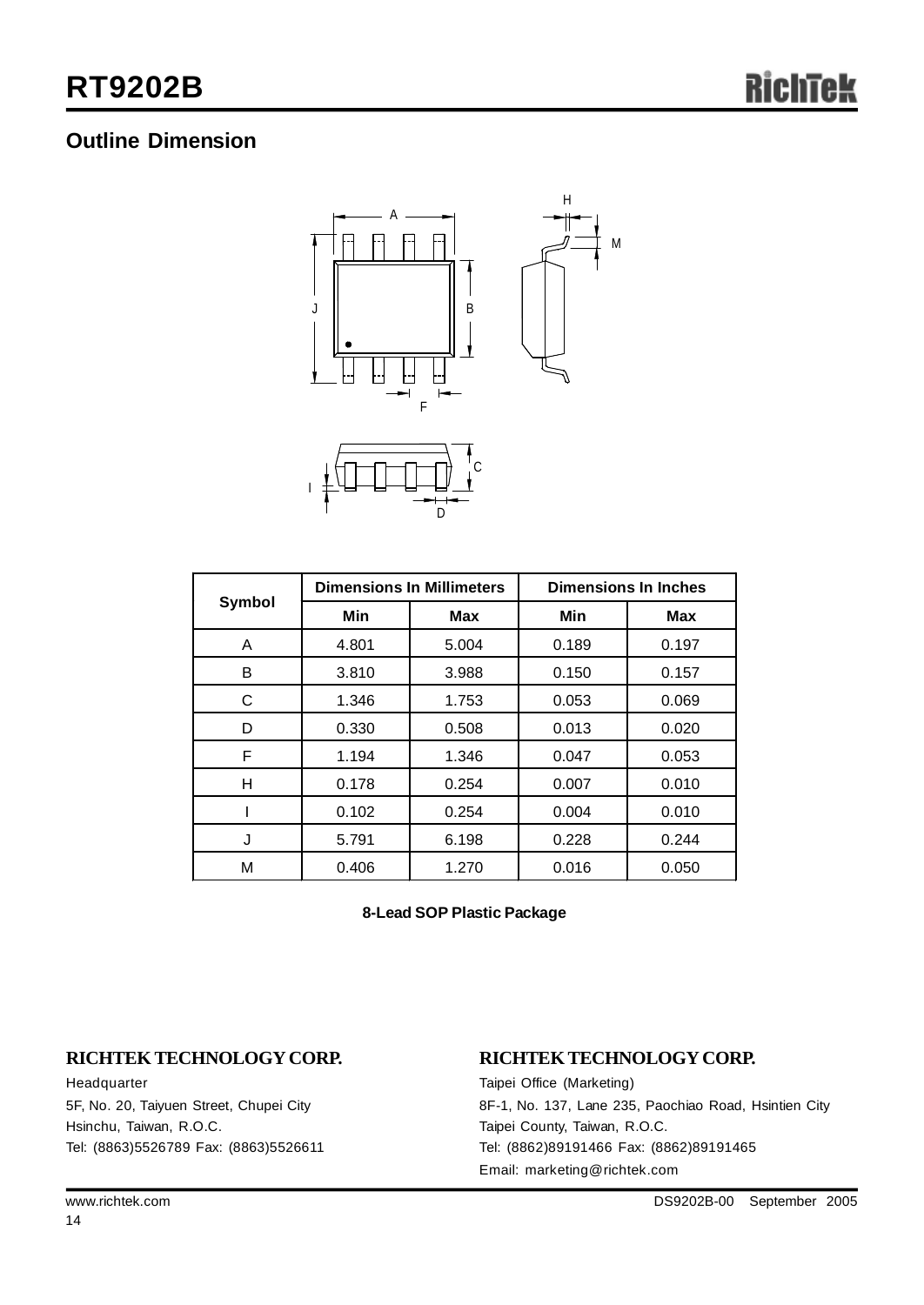## Outline Dimension

| Symbol | Dimensions In Millimeters | | Dimensions In Inches | |
|---|---|---|---|---|
| | Min | Max | Min | Max |
| A | 4.801 | 5.004 | 0.189 | 0.197 |
| B | 3.810 | 3.988 | 0.150 | 0.157 |
| C | 1.346 | 1.753 | 0.053 | 0.069 |
| D | 0.330 | 0.508 | 0.013 | 0.020 |
| F | 1.194 | 1.346 | 0.047 | 0.053 |
| H | 0.178 | 0.254 | 0.007 | 0.010 |
| I | 0.102 | 0.254 | 0.004 | 0.010 |
| J | 5.791 | 6.198 | 0.228 | 0.244 |
| M | 0.406 | 1.270 | 0.016 | 0.050 |

**8-Lead SOP Plastic Package**

**RICHTEK TECHNOLOGY CORP.**

Headquarter
5F, No. 20, Taiyuen Street, Chupei City
Hsinchu, Taiwan, R.O.C.
Tel: (8863)5526789 Fax: (8863)5526611

**RICHTEK TECHNOLOGY CORP.**

Taipei Office (Marketing)
8F-1, No. 137, Lane 235, Paochiao Road, Hsintien City
Taipei County, Taiwan, R.O.C.
Tel: (8862)89191466 Fax: (8862)89191465
Email: marketing@richtek.com